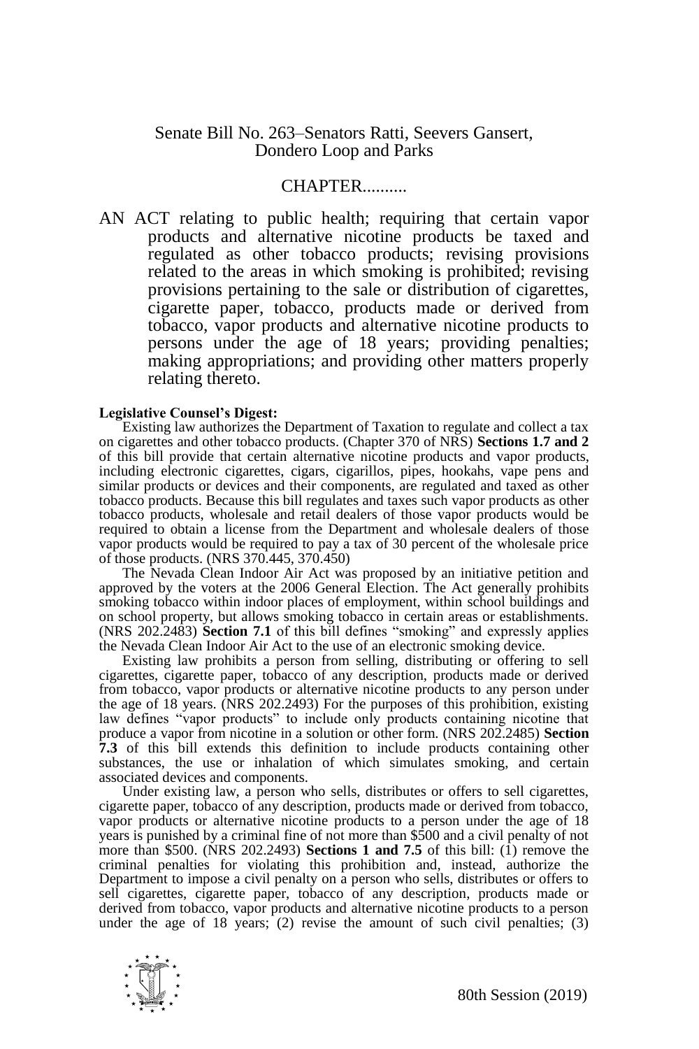Senate Bill No. 263–Senators Ratti, Seevers Gansert, Dondero Loop and Parks

CHAPTER..........

AN ACT relating to public health; requiring that certain vapor products and alternative nicotine products be taxed and regulated as other tobacco products; revising provisions related to the areas in which smoking is prohibited; revising provisions pertaining to the sale or distribution of cigarettes, cigarette paper, tobacco, products made or derived from tobacco, vapor products and alternative nicotine products to persons under the age of 18 years; providing penalties; making appropriations; and providing other matters properly relating thereto.

**Legislative Counsel's Digest:**

Existing law authorizes the Department of Taxation to regulate and collect a tax on cigarettes and other tobacco products. (Chapter 370 of NRS) **Sections 1.7 and 2** of this bill provide that certain alternative nicotine products and vapor products, including electronic cigarettes, cigars, cigarillos, pipes, hookahs, vape pens and similar products or devices and their components, are regulated and taxed as other tobacco products. Because this bill regulates and taxes such vapor products as other tobacco products, wholesale and retail dealers of those vapor products would be required to obtain a license from the Department and wholesale dealers of those vapor products would be required to pay a tax of 30 percent of the wholesale price of those products. (NRS 370.445, 370.450)

The Nevada Clean Indoor Air Act was proposed by an initiative petition and approved by the voters at the 2006 General Election. The Act generally prohibits smoking tobacco within indoor places of employment, within school buildings and on school property, but allows smoking tobacco in certain areas or establishments. (NRS 202.2483) **Section 7.1** of this bill defines "smoking" and expressly applies the Nevada Clean Indoor Air Act to the use of an electronic smoking device.

Existing law prohibits a person from selling, distributing or offering to sell cigarettes, cigarette paper, tobacco of any description, products made or derived from tobacco, vapor products or alternative nicotine products to any person under the age of 18 years. (NRS 202.2493) For the purposes of this prohibition, existing law defines "vapor products" to include only products containing nicotine that produce a vapor from nicotine in a solution or other form. (NRS 202.2485) **Section 7.3** of this bill extends this definition to include products containing other substances, the use or inhalation of which simulates smoking, and certain associated devices and components.

Under existing law, a person who sells, distributes or offers to sell cigarettes, cigarette paper, tobacco of any description, products made or derived from tobacco, vapor products or alternative nicotine products to a person under the age of 18 years is punished by a criminal fine of not more than $500 and a civil penalty of not more than $500. (NRS 202.2493) **Sections 1 and 7.5** of this bill: (1) remove the criminal penalties for violating this prohibition and, instead, authorize the Department to impose a civil penalty on a person who sells, distributes or offers to sell cigarettes, cigarette paper, tobacco of any description, products made or derived from tobacco, vapor products and alternative nicotine products to a person under the age of 18 years; (2) revise the amount of such civil penalties; (3)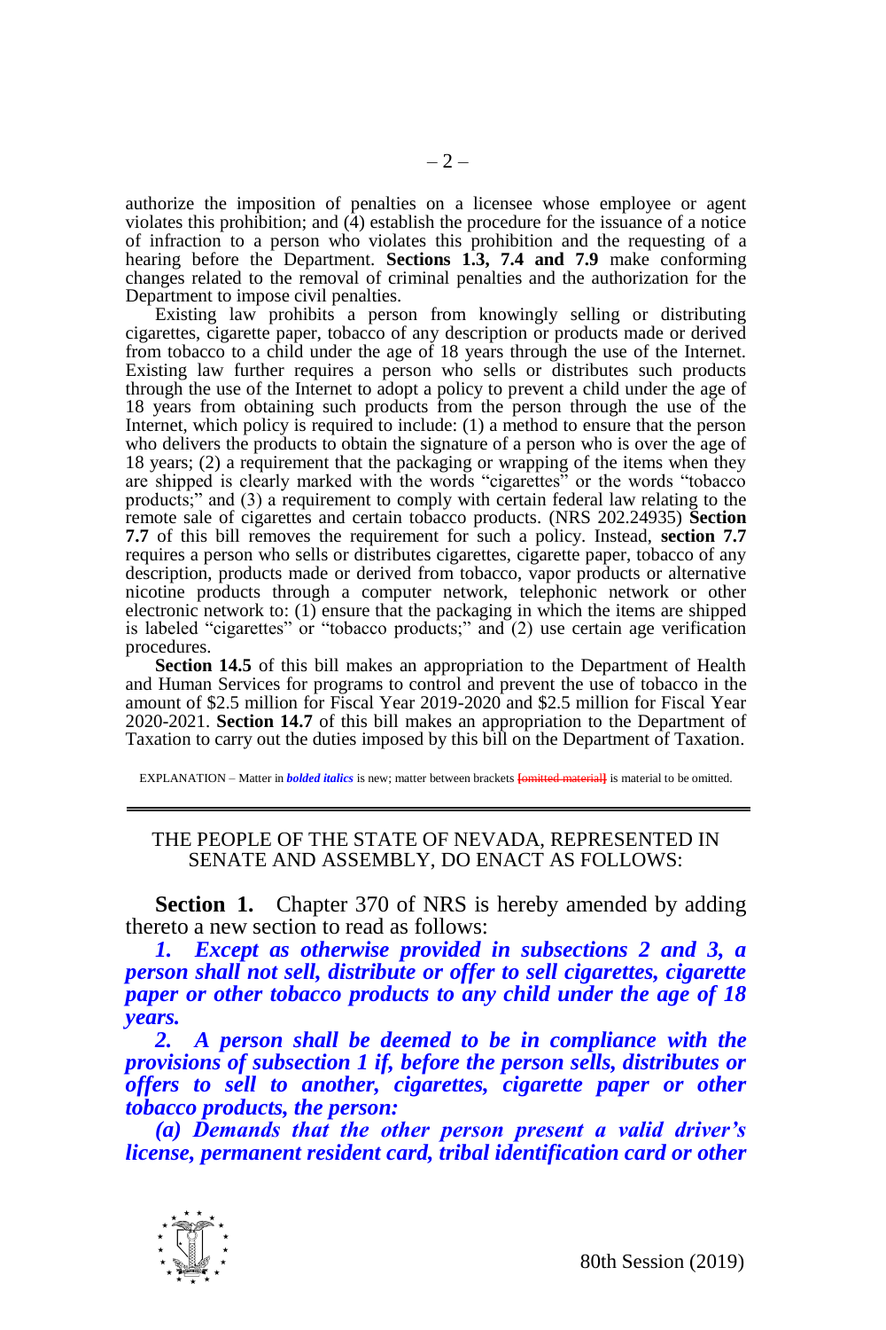authorize the imposition of penalties on a licensee whose employee or agent violates this prohibition; and (4) establish the procedure for the issuance of a notice of infraction to a person who violates this prohibition and the requesting of a hearing before the Department. **Sections 1.3, 7.4 and 7.9** make conforming changes related to the removal of criminal penalties and the authorization for the Department to impose civil penalties.

Existing law prohibits a person from knowingly selling or distributing cigarettes, cigarette paper, tobacco of any description or products made or derived from tobacco to a child under the age of 18 years through the use of the Internet. Existing law further requires a person who sells or distributes such products through the use of the Internet to adopt a policy to prevent a child under the age of 18 years from obtaining such products from the person through the use of the Internet, which policy is required to include: (1) a method to ensure that the person who delivers the products to obtain the signature of a person who is over the age of 18 years; (2) a requirement that the packaging or wrapping of the items when they are shipped is clearly marked with the words "cigarettes" or the words "tobacco products;" and (3) a requirement to comply with certain federal law relating to the remote sale of cigarettes and certain tobacco products. (NRS 202.24935) **Section 7.7** of this bill removes the requirement for such a policy. Instead, **section 7.7** requires a person who sells or distributes cigarettes, cigarette paper, tobacco of any description, products made or derived from tobacco, vapor products or alternative nicotine products through a computer network, telephonic network or other electronic network to: (1) ensure that the packaging in which the items are shipped is labeled "cigarettes" or "tobacco products;" and (2) use certain age verification procedures.

**Section 14.5** of this bill makes an appropriation to the Department of Health and Human Services for programs to control and prevent the use of tobacco in the amount of $2.5 million for Fiscal Year 2019-2020 and $2.5 million for Fiscal Year 2020-2021. **Section 14.7** of this bill makes an appropriation to the Department of Taxation to carry out the duties imposed by this bill on the Department of Taxation.

EXPLANATION – Matter in ***bolded italics*** is new; matter between brackets [~~omitted material~~] is material to be omitted.

---

THE PEOPLE OF THE STATE OF NEVADA, REPRESENTED IN SENATE AND ASSEMBLY, DO ENACT AS FOLLOWS:

**Section 1.** Chapter 370 of NRS is hereby amended by adding thereto a new section to read as follows:

***1. Except as otherwise provided in subsections 2 and 3, a person shall not sell, distribute or offer to sell cigarettes, cigarette paper or other tobacco products to any child under the age of 18 years.***

***2. A person shall be deemed to be in compliance with the provisions of subsection 1 if, before the person sells, distributes or offers to sell to another, cigarettes, cigarette paper or other tobacco products, the person:***

***(a) Demands that the other person present a valid driver's license, permanent resident card, tribal identification card or other***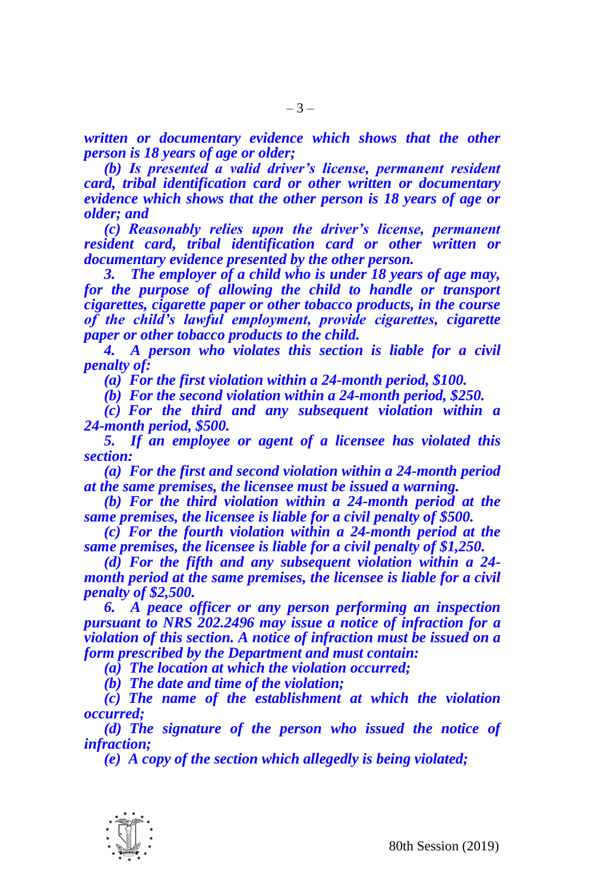***written or documentary evidence which shows that the other person is 18 years of age or older;***

***(b) Is presented a valid driver's license, permanent resident card, tribal identification card or other written or documentary evidence which shows that the other person is 18 years of age or older; and***

***(c) Reasonably relies upon the driver's license, permanent resident card, tribal identification card or other written or documentary evidence presented by the other person.***

***3. The employer of a child who is under 18 years of age may, for the purpose of allowing the child to handle or transport cigarettes, cigarette paper or other tobacco products, in the course of the child's lawful employment, provide cigarettes, cigarette paper or other tobacco products to the child.***

***4. A person who violates this section is liable for a civil penalty of:***

***(a) For the first violation within a 24-month period, $100.***

***(b) For the second violation within a 24-month period, $250.***

***(c) For the third and any subsequent violation within a 24-month period, $500.***

***5. If an employee or agent of a licensee has violated this section:***

***(a) For the first and second violation within a 24-month period at the same premises, the licensee must be issued a warning.***

***(b) For the third violation within a 24-month period at the same premises, the licensee is liable for a civil penalty of $500.***

***(c) For the fourth violation within a 24-month period at the same premises, the licensee is liable for a civil penalty of $1,250.***

***(d) For the fifth and any subsequent violation within a 24-month period at the same premises, the licensee is liable for a civil penalty of $2,500.***

***6. A peace officer or any person performing an inspection pursuant to NRS 202.2496 may issue a notice of infraction for a violation of this section. A notice of infraction must be issued on a form prescribed by the Department and must contain:***

***(a) The location at which the violation occurred;***

***(b) The date and time of the violation;***

***(c) The name of the establishment at which the violation occurred;***

***(d) The signature of the person who issued the notice of infraction;***

***(e) A copy of the section which allegedly is being violated;***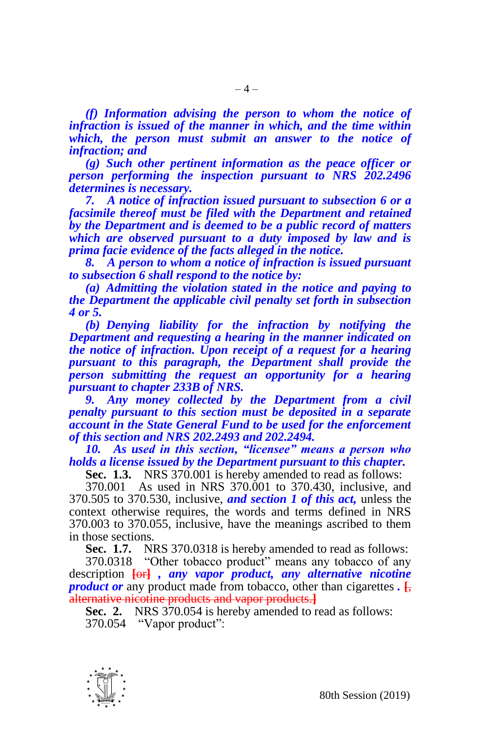***(f) Information advising the person to whom the notice of infraction is issued of the manner in which, and the time within which, the person must submit an answer to the notice of infraction; and***

***(g) Such other pertinent information as the peace officer or person performing the inspection pursuant to NRS 202.2496 determines is necessary.***

***7. A notice of infraction issued pursuant to subsection 6 or a facsimile thereof must be filed with the Department and retained by the Department and is deemed to be a public record of matters which are observed pursuant to a duty imposed by law and is prima facie evidence of the facts alleged in the notice.***

***8. A person to whom a notice of infraction is issued pursuant to subsection 6 shall respond to the notice by:***

***(a) Admitting the violation stated in the notice and paying to the Department the applicable civil penalty set forth in subsection 4 or 5.***

***(b) Denying liability for the infraction by notifying the Department and requesting a hearing in the manner indicated on the notice of infraction. Upon receipt of a request for a hearing pursuant to this paragraph, the Department shall provide the person submitting the request an opportunity for a hearing pursuant to chapter 233B of NRS.***

***9. Any money collected by the Department from a civil penalty pursuant to this section must be deposited in a separate account in the State General Fund to be used for the enforcement of this section and NRS 202.2493 and 202.2494.***

***10. As used in this section, "licensee" means a person who holds a license issued by the Department pursuant to this chapter.***

**Sec. 1.3.** NRS 370.001 is hereby amended to read as follows:

370.001 As used in NRS 370.001 to 370.430, inclusive, and 370.505 to 370.530, inclusive, ***and section 1 of this act,*** unless the context otherwise requires, the words and terms defined in NRS 370.003 to 370.055, inclusive, have the meanings ascribed to them in those sections.

**Sec. 1.7.** NRS 370.0318 is hereby amended to read as follows:

370.0318 "Other tobacco product" means any tobacco of any description **[**~~or~~**]** ***, any vapor product, any alternative nicotine product or*** any product made from tobacco, other than cigarettes ***.*** **[**~~, alternative nicotine products and vapor products.~~**]**

**Sec. 2.** NRS 370.054 is hereby amended to read as follows:

370.054 "Vapor product":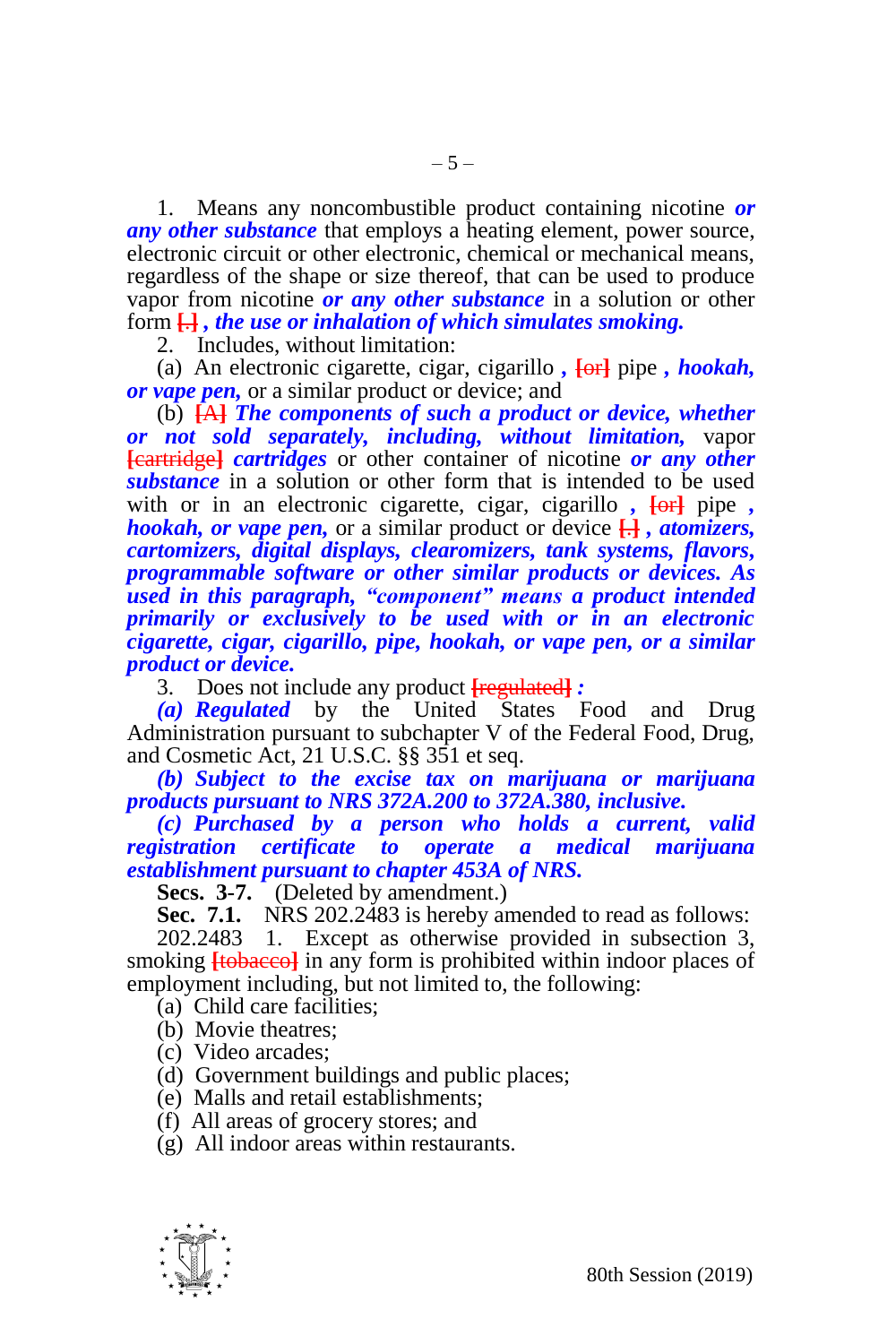1. Means any noncombustible product containing nicotine ***or any other substance*** that employs a heating element, power source, electronic circuit or other electronic, chemical or mechanical means, regardless of the shape or size thereof, that can be used to produce vapor from nicotine ***or any other substance*** in a solution or other form [.] ***, the use or inhalation of which simulates smoking.***

2. Includes, without limitation:

(a) An electronic cigarette, cigar, cigarillo ***,*** [or] pipe ***, hookah, or vape pen,*** or a similar product or device; and

(b) [A] ***The components of such a product or device, whether or not sold separately, including, without limitation,*** vapor [cartridge] ***cartridges*** or other container of nicotine ***or any other substance*** in a solution or other form that is intended to be used with or in an electronic cigarette, cigar, cigarillo ***,*** [or] pipe ***, hookah, or vape pen,*** or a similar product or device [.] ***, atomizers, cartomizers, digital displays, clearomizers, tank systems, flavors, programmable software or other similar products or devices. As used in this paragraph, "component" means a product intended primarily or exclusively to be used with or in an electronic cigarette, cigar, cigarillo, pipe, hookah, or vape pen, or a similar product or device.***

3. Does not include any product [regulated] ***:***

***(a) Regulated*** by the United States Food and Drug Administration pursuant to subchapter V of the Federal Food, Drug, and Cosmetic Act, 21 U.S.C. §§ 351 et seq.

***(b) Subject to the excise tax on marijuana or marijuana products pursuant to NRS 372A.200 to 372A.380, inclusive.***

***(c) Purchased by a person who holds a current, valid registration certificate to operate a medical marijuana establishment pursuant to chapter 453A of NRS.***

**Secs. 3-7.** (Deleted by amendment.)

**Sec. 7.1.** NRS 202.2483 is hereby amended to read as follows:

202.2483 1. Except as otherwise provided in subsection 3, smoking [tobacco] in any form is prohibited within indoor places of employment including, but not limited to, the following:

(a) Child care facilities;

(b) Movie theatres;

(c) Video arcades;

(d) Government buildings and public places;

(e) Malls and retail establishments;

(f) All areas of grocery stores; and

(g) All indoor areas within restaurants.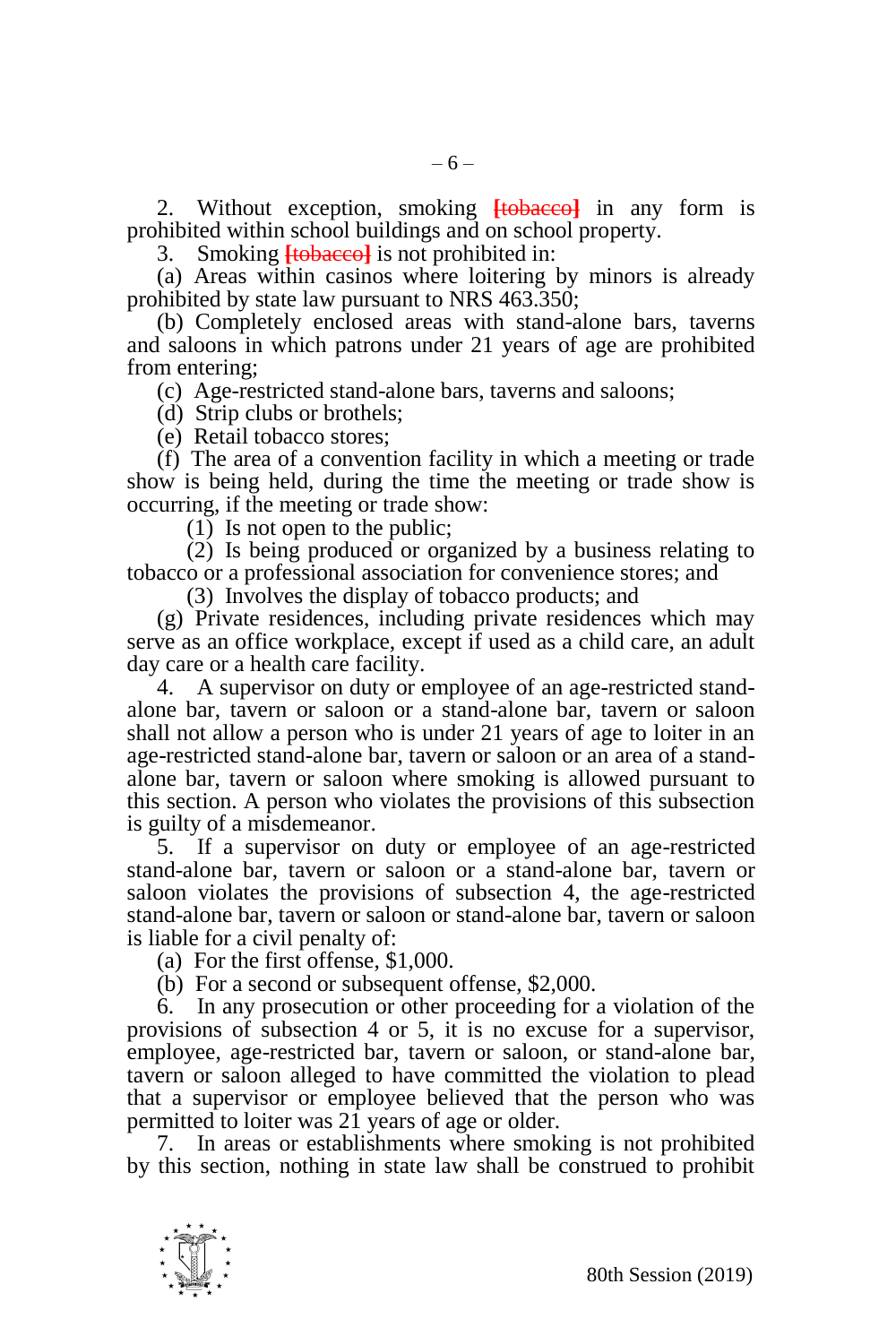2. Without exception, smoking ~~[tobacco]~~ in any form is prohibited within school buildings and on school property.

3. Smoking ~~[tobacco]~~ is not prohibited in:

(a) Areas within casinos where loitering by minors is already prohibited by state law pursuant to NRS 463.350;

(b) Completely enclosed areas with stand-alone bars, taverns and saloons in which patrons under 21 years of age are prohibited from entering;

(c) Age-restricted stand-alone bars, taverns and saloons;

(d) Strip clubs or brothels;

(e) Retail tobacco stores;

(f) The area of a convention facility in which a meeting or trade show is being held, during the time the meeting or trade show is occurring, if the meeting or trade show:

(1) Is not open to the public;

(2) Is being produced or organized by a business relating to tobacco or a professional association for convenience stores; and

(3) Involves the display of tobacco products; and

(g) Private residences, including private residences which may serve as an office workplace, except if used as a child care, an adult day care or a health care facility.

4. A supervisor on duty or employee of an age-restricted stand-alone bar, tavern or saloon or a stand-alone bar, tavern or saloon shall not allow a person who is under 21 years of age to loiter in an age-restricted stand-alone bar, tavern or saloon or an area of a stand-alone bar, tavern or saloon where smoking is allowed pursuant to this section. A person who violates the provisions of this subsection is guilty of a misdemeanor.

5. If a supervisor on duty or employee of an age-restricted stand-alone bar, tavern or saloon or a stand-alone bar, tavern or saloon violates the provisions of subsection 4, the age-restricted stand-alone bar, tavern or saloon or stand-alone bar, tavern or saloon is liable for a civil penalty of:

(a) For the first offense, $1,000.

(b) For a second or subsequent offense, $2,000.

6. In any prosecution or other proceeding for a violation of the provisions of subsection 4 or 5, it is no excuse for a supervisor, employee, age-restricted bar, tavern or saloon, or stand-alone bar, tavern or saloon alleged to have committed the violation to plead that a supervisor or employee believed that the person who was permitted to loiter was 21 years of age or older.

7. In areas or establishments where smoking is not prohibited by this section, nothing in state law shall be construed to prohibit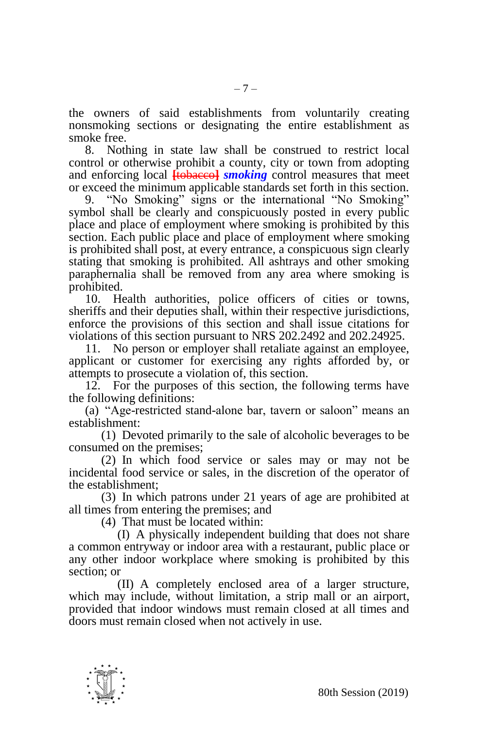the owners of said establishments from voluntarily creating nonsmoking sections or designating the entire establishment as smoke free.

8. Nothing in state law shall be construed to restrict local control or otherwise prohibit a county, city or town from adopting and enforcing local ~~[tobacco]~~ ***smoking*** control measures that meet or exceed the minimum applicable standards set forth in this section.

9. "No Smoking" signs or the international "No Smoking" symbol shall be clearly and conspicuously posted in every public place and place of employment where smoking is prohibited by this section. Each public place and place of employment where smoking is prohibited shall post, at every entrance, a conspicuous sign clearly stating that smoking is prohibited. All ashtrays and other smoking paraphernalia shall be removed from any area where smoking is prohibited.

10. Health authorities, police officers of cities or towns, sheriffs and their deputies shall, within their respective jurisdictions, enforce the provisions of this section and shall issue citations for violations of this section pursuant to NRS 202.2492 and 202.24925.

11. No person or employer shall retaliate against an employee, applicant or customer for exercising any rights afforded by, or attempts to prosecute a violation of, this section.

12. For the purposes of this section, the following terms have the following definitions:

(a) "Age-restricted stand-alone bar, tavern or saloon" means an establishment:

(1) Devoted primarily to the sale of alcoholic beverages to be consumed on the premises;

(2) In which food service or sales may or may not be incidental food service or sales, in the discretion of the operator of the establishment;

(3) In which patrons under 21 years of age are prohibited at all times from entering the premises; and

(4) That must be located within:

(I) A physically independent building that does not share a common entryway or indoor area with a restaurant, public place or any other indoor workplace where smoking is prohibited by this section; or

(II) A completely enclosed area of a larger structure, which may include, without limitation, a strip mall or an airport, provided that indoor windows must remain closed at all times and doors must remain closed when not actively in use.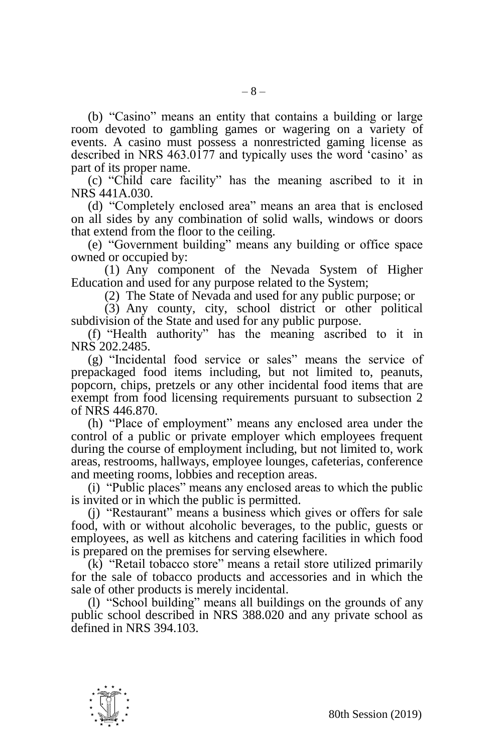(b) "Casino" means an entity that contains a building or large room devoted to gambling games or wagering on a variety of events. A casino must possess a nonrestricted gaming license as described in NRS 463.0177 and typically uses the word 'casino' as part of its proper name.

(c) "Child care facility" has the meaning ascribed to it in NRS 441A.030.

(d) "Completely enclosed area" means an area that is enclosed on all sides by any combination of solid walls, windows or doors that extend from the floor to the ceiling.

(e) "Government building" means any building or office space owned or occupied by:

(1) Any component of the Nevada System of Higher Education and used for any purpose related to the System;

(2) The State of Nevada and used for any public purpose; or

(3) Any county, city, school district or other political subdivision of the State and used for any public purpose.

(f) "Health authority" has the meaning ascribed to it in NRS 202.2485.

(g) "Incidental food service or sales" means the service of prepackaged food items including, but not limited to, peanuts, popcorn, chips, pretzels or any other incidental food items that are exempt from food licensing requirements pursuant to subsection 2 of NRS 446.870.

(h) "Place of employment" means any enclosed area under the control of a public or private employer which employees frequent during the course of employment including, but not limited to, work areas, restrooms, hallways, employee lounges, cafeterias, conference and meeting rooms, lobbies and reception areas.

(i) "Public places" means any enclosed areas to which the public is invited or in which the public is permitted.

(j) "Restaurant" means a business which gives or offers for sale food, with or without alcoholic beverages, to the public, guests or employees, as well as kitchens and catering facilities in which food is prepared on the premises for serving elsewhere.

(k) "Retail tobacco store" means a retail store utilized primarily for the sale of tobacco products and accessories and in which the sale of other products is merely incidental.

(l) "School building" means all buildings on the grounds of any public school described in NRS 388.020 and any private school as defined in NRS 394.103.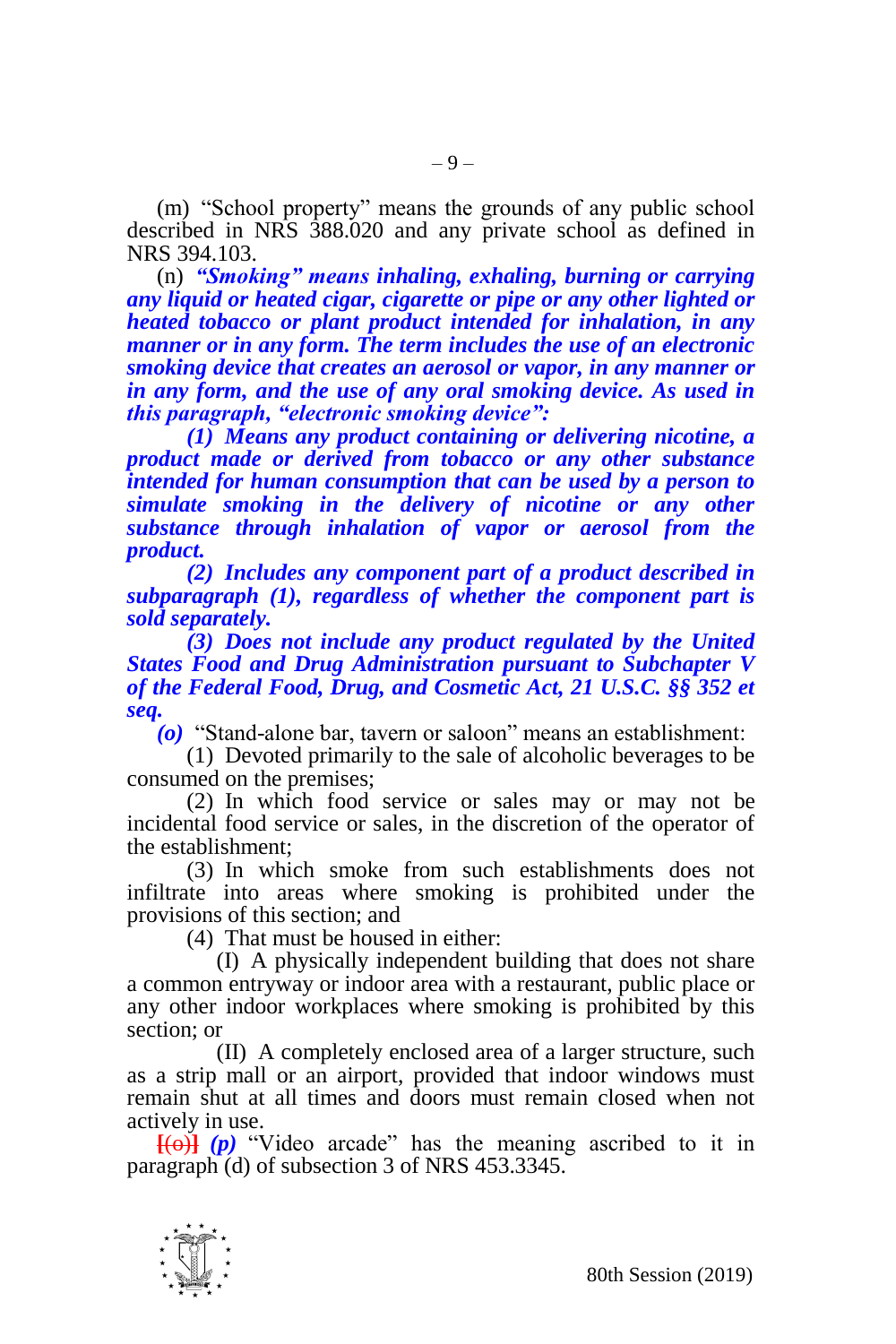(m) "School property" means the grounds of any public school described in NRS 388.020 and any private school as defined in NRS 394.103.

(n) ***"Smoking" means inhaling, exhaling, burning or carrying any liquid or heated cigar, cigarette or pipe or any other lighted or heated tobacco or plant product intended for inhalation, in any manner or in any form. The term includes the use of an electronic smoking device that creates an aerosol or vapor, in any manner or in any form, and the use of any oral smoking device. As used in this paragraph, "electronic smoking device":***

***(1) Means any product containing or delivering nicotine, a product made or derived from tobacco or any other substance intended for human consumption that can be used by a person to simulate smoking in the delivery of nicotine or any other substance through inhalation of vapor or aerosol from the product.***

***(2) Includes any component part of a product described in subparagraph (1), regardless of whether the component part is sold separately.***

***(3) Does not include any product regulated by the United States Food and Drug Administration pursuant to Subchapter V of the Federal Food, Drug, and Cosmetic Act, 21 U.S.C. §§ 352 et seq.***

***(o)*** "Stand-alone bar, tavern or saloon" means an establishment:

(1) Devoted primarily to the sale of alcoholic beverages to be consumed on the premises;

(2) In which food service or sales may or may not be incidental food service or sales, in the discretion of the operator of the establishment;

(3) In which smoke from such establishments does not infiltrate into areas where smoking is prohibited under the provisions of this section; and

(4) That must be housed in either:

(I) A physically independent building that does not share a common entryway or indoor area with a restaurant, public place or any other indoor workplaces where smoking is prohibited by this section; or

(II) A completely enclosed area of a larger structure, such as a strip mall or an airport, provided that indoor windows must remain shut at all times and doors must remain closed when not actively in use.

**[(o)]** ***(p)*** "Video arcade" has the meaning ascribed to it in paragraph (d) of subsection 3 of NRS 453.3345.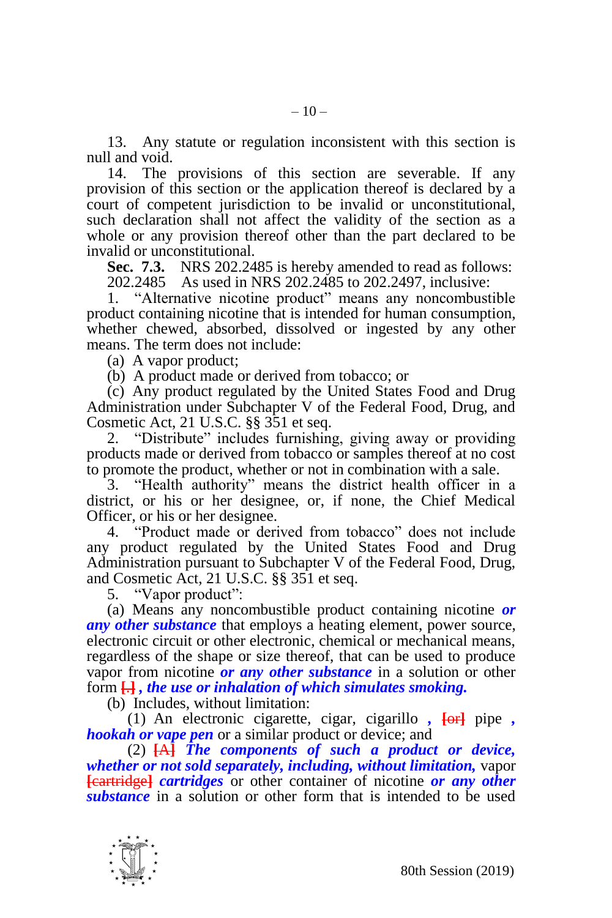13. Any statute or regulation inconsistent with this section is null and void.

14. The provisions of this section are severable. If any provision of this section or the application thereof is declared by a court of competent jurisdiction to be invalid or unconstitutional, such declaration shall not affect the validity of the section as a whole or any provision thereof other than the part declared to be invalid or unconstitutional.

**Sec. 7.3.** NRS 202.2485 is hereby amended to read as follows:

202.2485 As used in NRS 202.2485 to 202.2497, inclusive:

1. "Alternative nicotine product" means any noncombustible product containing nicotine that is intended for human consumption, whether chewed, absorbed, dissolved or ingested by any other means. The term does not include:

(a) A vapor product;

(b) A product made or derived from tobacco; or

(c) Any product regulated by the United States Food and Drug Administration under Subchapter V of the Federal Food, Drug, and Cosmetic Act, 21 U.S.C. §§ 351 et seq.

2. "Distribute" includes furnishing, giving away or providing products made or derived from tobacco or samples thereof at no cost to promote the product, whether or not in combination with a sale.

3. "Health authority" means the district health officer in a district, or his or her designee, or, if none, the Chief Medical Officer, or his or her designee.

4. "Product made or derived from tobacco" does not include any product regulated by the United States Food and Drug Administration pursuant to Subchapter V of the Federal Food, Drug, and Cosmetic Act, 21 U.S.C. §§ 351 et seq.

5. "Vapor product":

(a) Means any noncombustible product containing nicotine ***or any other substance*** that employs a heating element, power source, electronic circuit or other electronic, chemical or mechanical means, regardless of the shape or size thereof, that can be used to produce vapor from nicotine ***or any other substance*** in a solution or other form [.] ***, the use or inhalation of which simulates smoking.***

(b) Includes, without limitation:

(1) An electronic cigarette, cigar, cigarillo ***,*** [or] pipe ***, hookah or vape pen*** or a similar product or device; and

(2) [A] ***The components of such a product or device, whether or not sold separately, including, without limitation,*** vapor [cartridge] ***cartridges*** or other container of nicotine ***or any other substance*** in a solution or other form that is intended to be used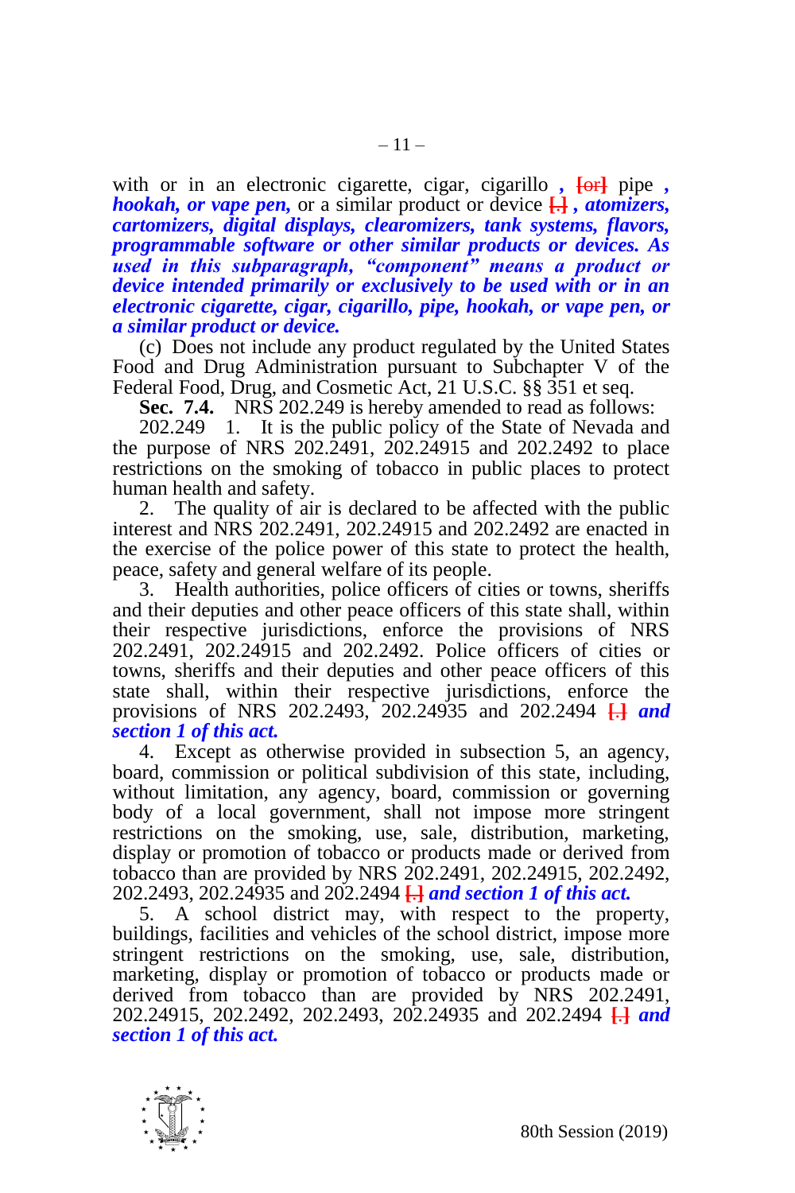with or in an electronic cigarette, cigar, cigarillo *,* [or] pipe *, hookah, or vape pen,* or a similar product or device [.] *, atomizers, cartomizers, digital displays, clearomizers, tank systems, flavors, programmable software or other similar products or devices. As used in this subparagraph, "component" means a product or device intended primarily or exclusively to be used with or in an electronic cigarette, cigar, cigarillo, pipe, hookah, or vape pen, or a similar product or device.*

(c) Does not include any product regulated by the United States Food and Drug Administration pursuant to Subchapter V of the Federal Food, Drug, and Cosmetic Act, 21 U.S.C. §§ 351 et seq.

**Sec. 7.4.** NRS 202.249 is hereby amended to read as follows:

202.249 1. It is the public policy of the State of Nevada and the purpose of NRS 202.2491, 202.24915 and 202.2492 to place restrictions on the smoking of tobacco in public places to protect human health and safety.

2. The quality of air is declared to be affected with the public interest and NRS 202.2491, 202.24915 and 202.2492 are enacted in the exercise of the police power of this state to protect the health, peace, safety and general welfare of its people.

3. Health authorities, police officers of cities or towns, sheriffs and their deputies and other peace officers of this state shall, within their respective jurisdictions, enforce the provisions of NRS 202.2491, 202.24915 and 202.2492. Police officers of cities or towns, sheriffs and their deputies and other peace officers of this state shall, within their respective jurisdictions, enforce the provisions of NRS 202.2493, 202.24935 and 202.2494 [.] ***and section 1 of this act.***

4. Except as otherwise provided in subsection 5, an agency, board, commission or political subdivision of this state, including, without limitation, any agency, board, commission or governing body of a local government, shall not impose more stringent restrictions on the smoking, use, sale, distribution, marketing, display or promotion of tobacco or products made or derived from tobacco than are provided by NRS 202.2491, 202.24915, 202.2492, 202.2493, 202.24935 and 202.2494 [.] ***and section 1 of this act.***

5. A school district may, with respect to the property, buildings, facilities and vehicles of the school district, impose more stringent restrictions on the smoking, use, sale, distribution, marketing, display or promotion of tobacco or products made or derived from tobacco than are provided by NRS 202.2491, 202.24915, 202.2492, 202.2493, 202.24935 and 202.2494 [.] ***and section 1 of this act.***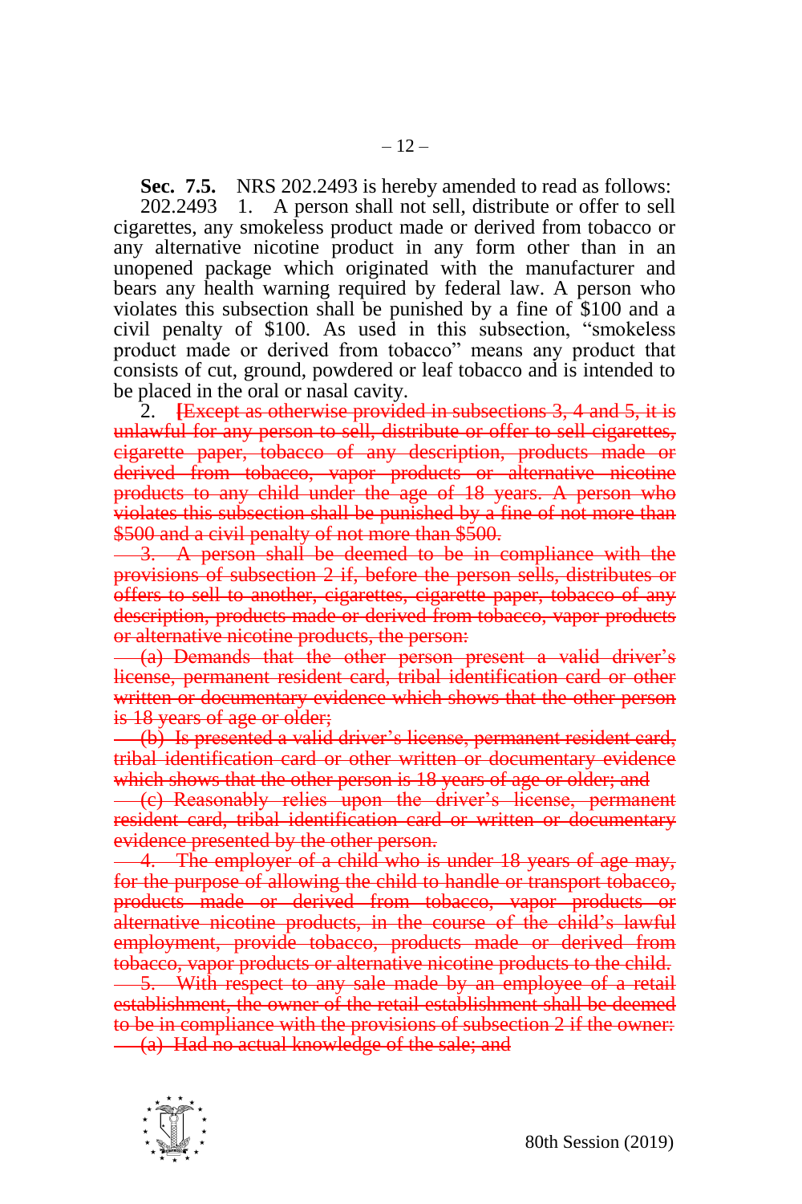**Sec. 7.5.** NRS 202.2493 is hereby amended to read as follows:

202.2493 1. A person shall not sell, distribute or offer to sell cigarettes, any smokeless product made or derived from tobacco or any alternative nicotine product in any form other than in an unopened package which originated with the manufacturer and bears any health warning required by federal law. A person who violates this subsection shall be punished by a fine of $100 and a civil penalty of $100. As used in this subsection, "smokeless product made or derived from tobacco" means any product that consists of cut, ground, powdered or leaf tobacco and is intended to be placed in the oral or nasal cavity.

2. ~~[Except as otherwise provided in subsections 3, 4 and 5, it is unlawful for any person to sell, distribute or offer to sell cigarettes, cigarette paper, tobacco of any description, products made or derived from tobacco, vapor products or alternative nicotine products to any child under the age of 18 years. A person who violates this subsection shall be punished by a fine of not more than $500 and a civil penalty of not more than $500.~~

~~3. A person shall be deemed to be in compliance with the provisions of subsection 2 if, before the person sells, distributes or offers to sell to another, cigarettes, cigarette paper, tobacco of any description, products made or derived from tobacco, vapor products or alternative nicotine products, the person:~~

~~(a) Demands that the other person present a valid driver's license, permanent resident card, tribal identification card or other written or documentary evidence which shows that the other person is 18 years of age or older;~~

~~(b) Is presented a valid driver's license, permanent resident card, tribal identification card or other written or documentary evidence which shows that the other person is 18 years of age or older; and~~

~~(c) Reasonably relies upon the driver's license, permanent resident card, tribal identification card or written or documentary evidence presented by the other person.~~

~~4. The employer of a child who is under 18 years of age may, for the purpose of allowing the child to handle or transport tobacco, products made or derived from tobacco, vapor products or alternative nicotine products, in the course of the child's lawful employment, provide tobacco, products made or derived from tobacco, vapor products or alternative nicotine products to the child.~~

~~5. With respect to any sale made by an employee of a retail establishment, the owner of the retail establishment shall be deemed to be in compliance with the provisions of subsection 2 if the owner:~~

~~(a) Had no actual knowledge of the sale; and~~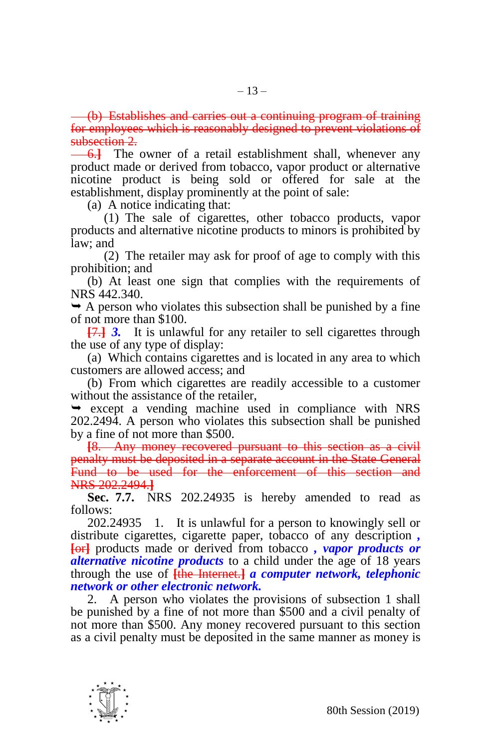~~(b) Establishes and carries out a continuing program of training for employees which is reasonably designed to prevent violations of subsection 2.~~

~~6.]~~ The owner of a retail establishment shall, whenever any product made or derived from tobacco, vapor product or alternative nicotine product is being sold or offered for sale at the establishment, display prominently at the point of sale:

(a) A notice indicating that:

(1) The sale of cigarettes, other tobacco products, vapor products and alternative nicotine products to minors is prohibited by law; and

(2) The retailer may ask for proof of age to comply with this prohibition; and

(b) At least one sign that complies with the requirements of NRS 442.340.

➥ A person who violates this subsection shall be punished by a fine of not more than $100.

~~[7.]~~ ***3.*** It is unlawful for any retailer to sell cigarettes through the use of any type of display:

(a) Which contains cigarettes and is located in any area to which customers are allowed access; and

(b) From which cigarettes are readily accessible to a customer without the assistance of the retailer,

➥ except a vending machine used in compliance with NRS 202.2494. A person who violates this subsection shall be punished by a fine of not more than $500.

~~[8. Any money recovered pursuant to this section as a civil penalty must be deposited in a separate account in the State General Fund to be used for the enforcement of this section and NRS 202.2494.]~~

**Sec. 7.7.** NRS 202.24935 is hereby amended to read as follows:

202.24935 1. It is unlawful for a person to knowingly sell or distribute cigarettes, cigarette paper, tobacco of any description ***,*** ~~[or]~~ products made or derived from tobacco ***, vapor products or alternative nicotine products*** to a child under the age of 18 years through the use of ~~[the Internet.]~~ ***a computer network, telephonic network or other electronic network.***

2. A person who violates the provisions of subsection 1 shall be punished by a fine of not more than $500 and a civil penalty of not more than $500. Any money recovered pursuant to this section as a civil penalty must be deposited in the same manner as money is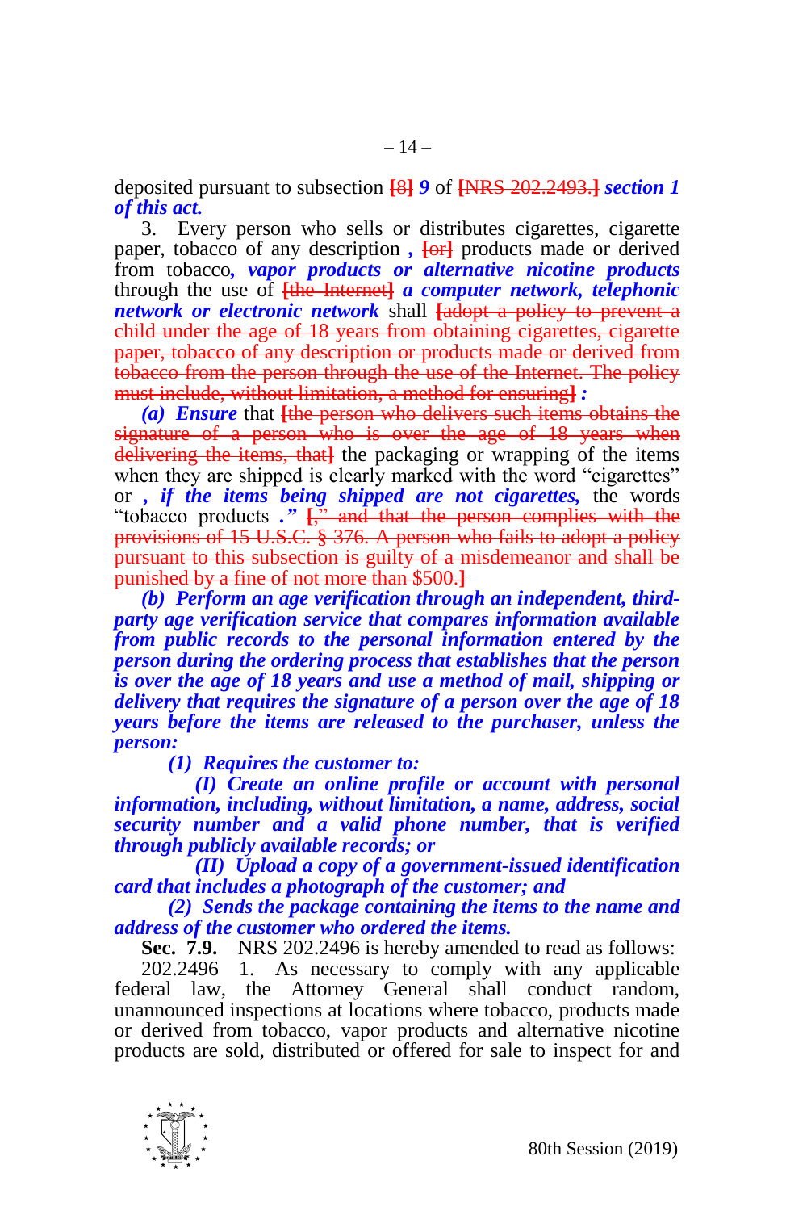deposited pursuant to subsection ~~[8]~~ ***9*** of ~~[NRS 202.2493.]~~ ***section 1 of this act.***

3. Every person who sells or distributes cigarettes, cigarette paper, tobacco of any description ***,*** ~~[or]~~ products made or derived from tobacco***, vapor products or alternative nicotine products*** through the use of ~~[the Internet]~~ ***a computer network, telephonic network or electronic network*** shall ~~[adopt a policy to prevent a child under the age of 18 years from obtaining cigarettes, cigarette paper, tobacco of any description or products made or derived from tobacco from the person through the use of the Internet. The policy must include, without limitation, a method for ensuring]~~ ***:***

***(a) Ensure*** that ~~[the person who delivers such items obtains the signature of a person who is over the age of 18 years when delivering the items, that]~~ the packaging or wrapping of the items when they are shipped is clearly marked with the word "cigarettes" or ***, if the items being shipped are not cigarettes,*** the words "tobacco products ***.***" ~~[," and that the person complies with the provisions of 15 U.S.C. § 376. A person who fails to adopt a policy pursuant to this subsection is guilty of a misdemeanor and shall be punished by a fine of not more than $500.]~~

***(b) Perform an age verification through an independent, third-party age verification service that compares information available from public records to the personal information entered by the person during the ordering process that establishes that the person is over the age of 18 years and use a method of mail, shipping or delivery that requires the signature of a person over the age of 18 years before the items are released to the purchaser, unless the person:***

***(1) Requires the customer to:***

***(I) Create an online profile or account with personal information, including, without limitation, a name, address, social security number and a valid phone number, that is verified through publicly available records; or***

***(II) Upload a copy of a government-issued identification card that includes a photograph of the customer; and***

***(2) Sends the package containing the items to the name and address of the customer who ordered the items.***

**Sec. 7.9.** NRS 202.2496 is hereby amended to read as follows:

202.2496 1. As necessary to comply with any applicable federal law, the Attorney General shall conduct random, unannounced inspections at locations where tobacco, products made or derived from tobacco, vapor products and alternative nicotine products are sold, distributed or offered for sale to inspect for and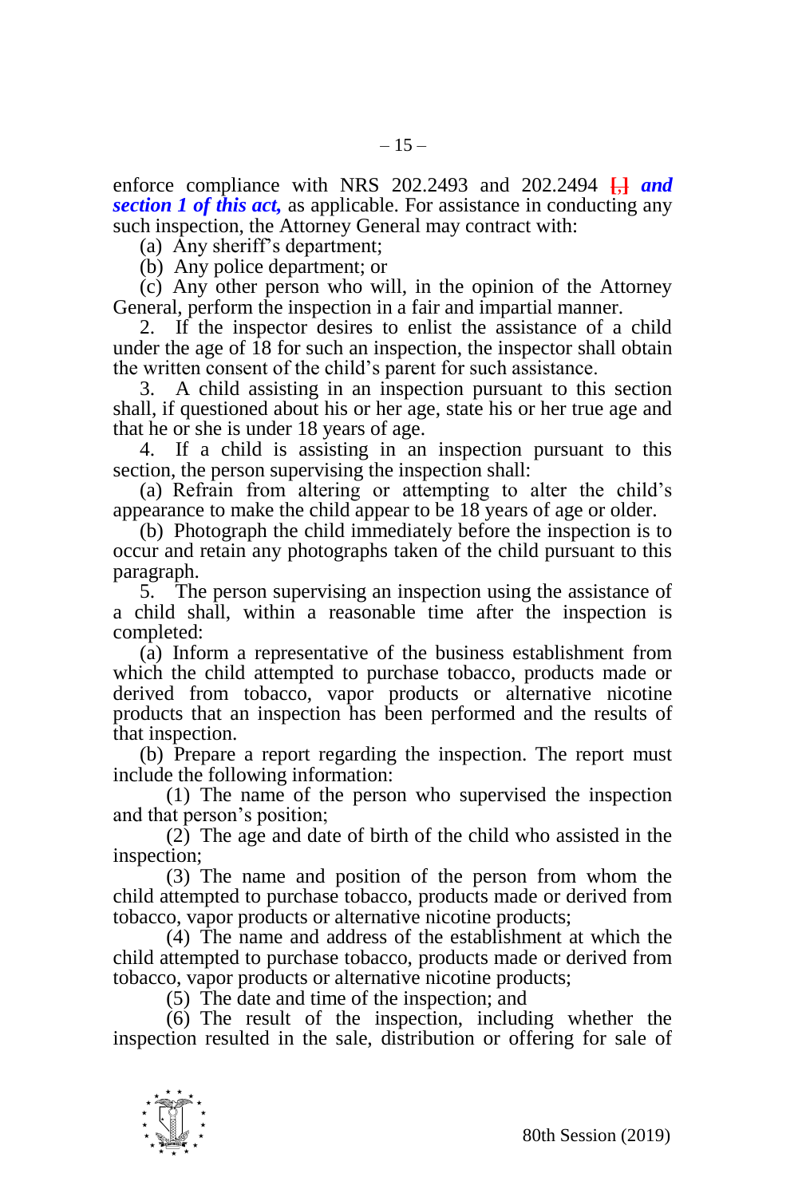enforce compliance with NRS 202.2493 and 202.2494 [,] ***and section 1 of this act,*** as applicable. For assistance in conducting any such inspection, the Attorney General may contract with:

(a) Any sheriff's department;

(b) Any police department; or

(c) Any other person who will, in the opinion of the Attorney General, perform the inspection in a fair and impartial manner.

2. If the inspector desires to enlist the assistance of a child under the age of 18 for such an inspection, the inspector shall obtain the written consent of the child's parent for such assistance.

3. A child assisting in an inspection pursuant to this section shall, if questioned about his or her age, state his or her true age and that he or she is under 18 years of age.

4. If a child is assisting in an inspection pursuant to this section, the person supervising the inspection shall:

(a) Refrain from altering or attempting to alter the child's appearance to make the child appear to be 18 years of age or older.

(b) Photograph the child immediately before the inspection is to occur and retain any photographs taken of the child pursuant to this paragraph.

5. The person supervising an inspection using the assistance of a child shall, within a reasonable time after the inspection is completed:

(a) Inform a representative of the business establishment from which the child attempted to purchase tobacco, products made or derived from tobacco, vapor products or alternative nicotine products that an inspection has been performed and the results of that inspection.

(b) Prepare a report regarding the inspection. The report must include the following information:

(1) The name of the person who supervised the inspection and that person's position;

(2) The age and date of birth of the child who assisted in the inspection;

(3) The name and position of the person from whom the child attempted to purchase tobacco, products made or derived from tobacco, vapor products or alternative nicotine products;

(4) The name and address of the establishment at which the child attempted to purchase tobacco, products made or derived from tobacco, vapor products or alternative nicotine products;

(5) The date and time of the inspection; and

(6) The result of the inspection, including whether the inspection resulted in the sale, distribution or offering for sale of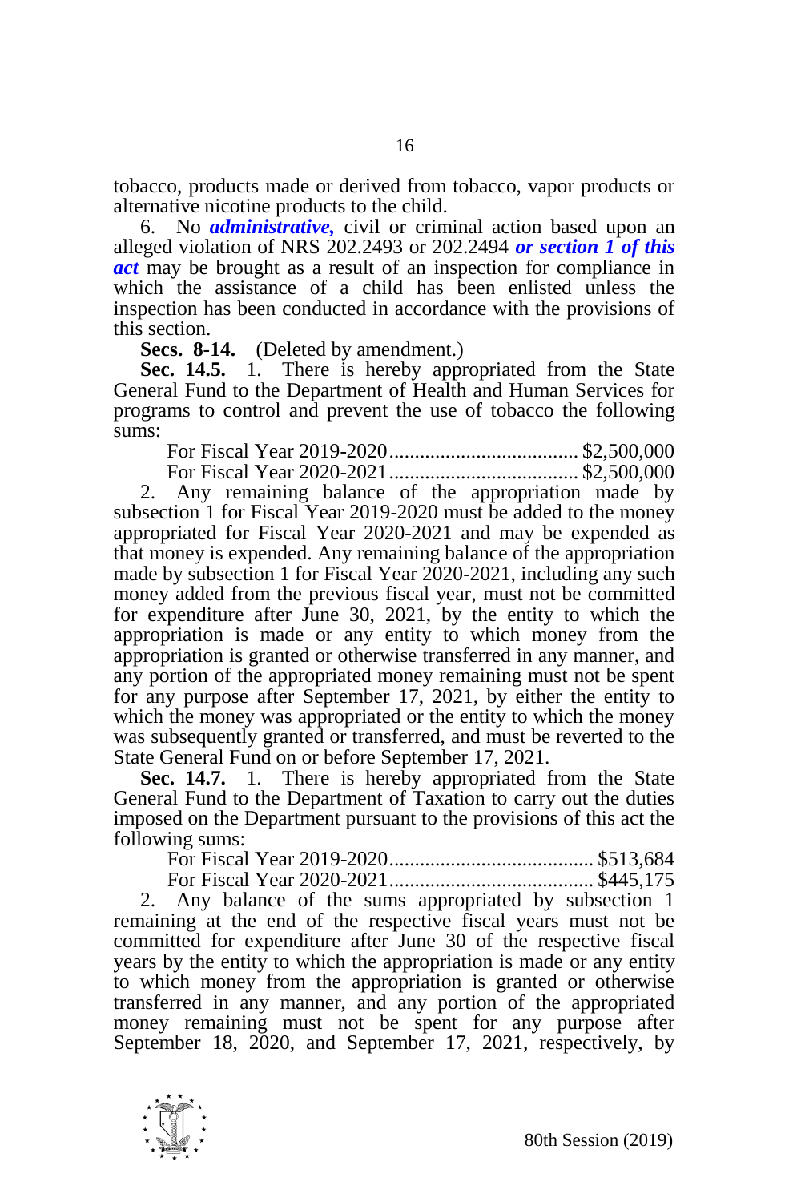tobacco, products made or derived from tobacco, vapor products or alternative nicotine products to the child.

6. No ***administrative,*** civil or criminal action based upon an alleged violation of NRS 202.2493 or 202.2494 ***or section 1 of this act*** may be brought as a result of an inspection for compliance in which the assistance of a child has been enlisted unless the inspection has been conducted in accordance with the provisions of this section.

**Secs. 8-14.** (Deleted by amendment.)

**Sec. 14.5.** 1. There is hereby appropriated from the State General Fund to the Department of Health and Human Services for programs to control and prevent the use of tobacco the following sums:

For Fiscal Year 2019-2020.................................... $2,500,000
For Fiscal Year 2020-2021.................................... $2,500,000

2. Any remaining balance of the appropriation made by subsection 1 for Fiscal Year 2019-2020 must be added to the money appropriated for Fiscal Year 2020-2021 and may be expended as that money is expended. Any remaining balance of the appropriation made by subsection 1 for Fiscal Year 2020-2021, including any such money added from the previous fiscal year, must not be committed for expenditure after June 30, 2021, by the entity to which the appropriation is made or any entity to which money from the appropriation is granted or otherwise transferred in any manner, and any portion of the appropriated money remaining must not be spent for any purpose after September 17, 2021, by either the entity to which the money was appropriated or the entity to which the money was subsequently granted or transferred, and must be reverted to the State General Fund on or before September 17, 2021.

**Sec. 14.7.** 1. There is hereby appropriated from the State General Fund to the Department of Taxation to carry out the duties imposed on the Department pursuant to the provisions of this act the following sums:

For Fiscal Year 2019-2020....................................... $513,684
For Fiscal Year 2020-2021....................................... $445,175

2. Any balance of the sums appropriated by subsection 1 remaining at the end of the respective fiscal years must not be committed for expenditure after June 30 of the respective fiscal years by the entity to which the appropriation is made or any entity to which money from the appropriation is granted or otherwise transferred in any manner, and any portion of the appropriated money remaining must not be spent for any purpose after September 18, 2020, and September 17, 2021, respectively, by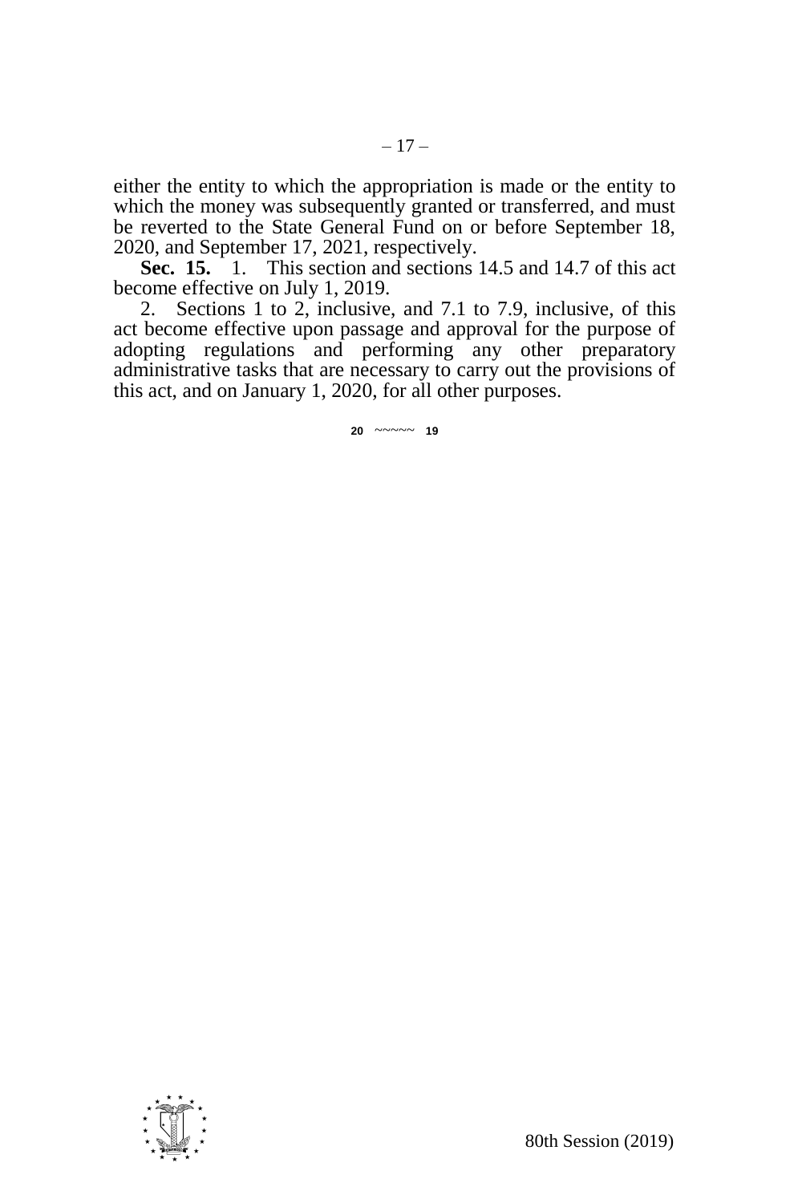either the entity to which the appropriation is made or the entity to which the money was subsequently granted or transferred, and must be reverted to the State General Fund on or before September 18, 2020, and September 17, 2021, respectively.

**Sec. 15.** 1. This section and sections 14.5 and 14.7 of this act become effective on July 1, 2019.

2. Sections 1 to 2, inclusive, and 7.1 to 7.9, inclusive, of this act become effective upon passage and approval for the purpose of adopting regulations and performing any other preparatory administrative tasks that are necessary to carry out the provisions of this act, and on January 1, 2020, for all other purposes.

20 ~~~~~ 19